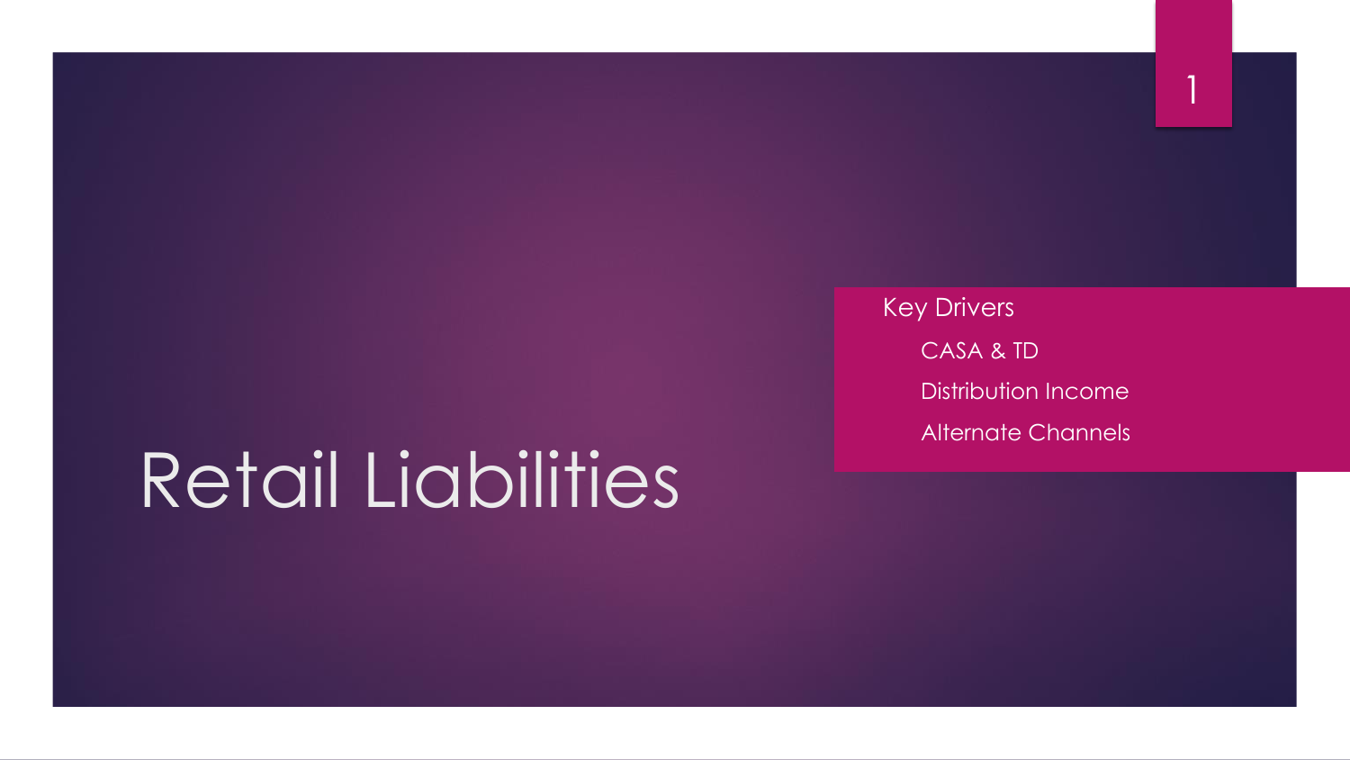# Retail Liabilities

- Key Drivers
  - CASA & TD
  - Distribution Income
  - Alternate Channels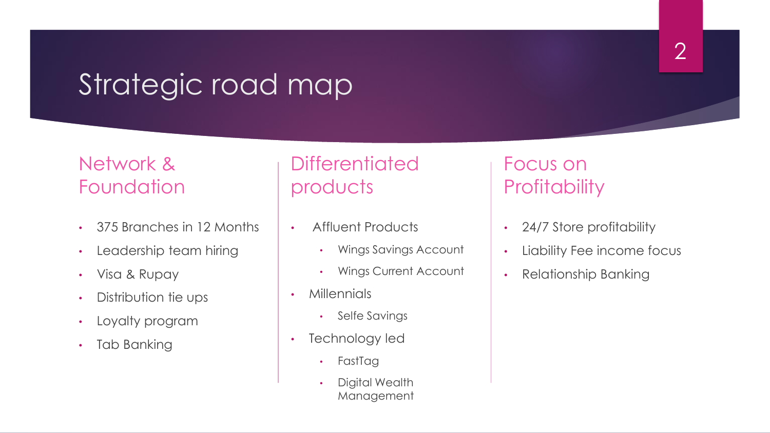# Strategic road map

## Network & Foundation

- 375 Branches in 12 Months
- Leadership team hiring
- Visa & Rupay
- Distribution tie ups
- Loyalty program
- Tab Banking

## Differentiated products

- Affluent Products
  - Wings Savings Account
  - Wings Current Account
- Millennials
  - Selfe Savings
- Technology led
  - FastTag
  - Digital Wealth Management

## Focus on Profitability

- 24/7 Store profitability
- Liability Fee income focus
- Relationship Banking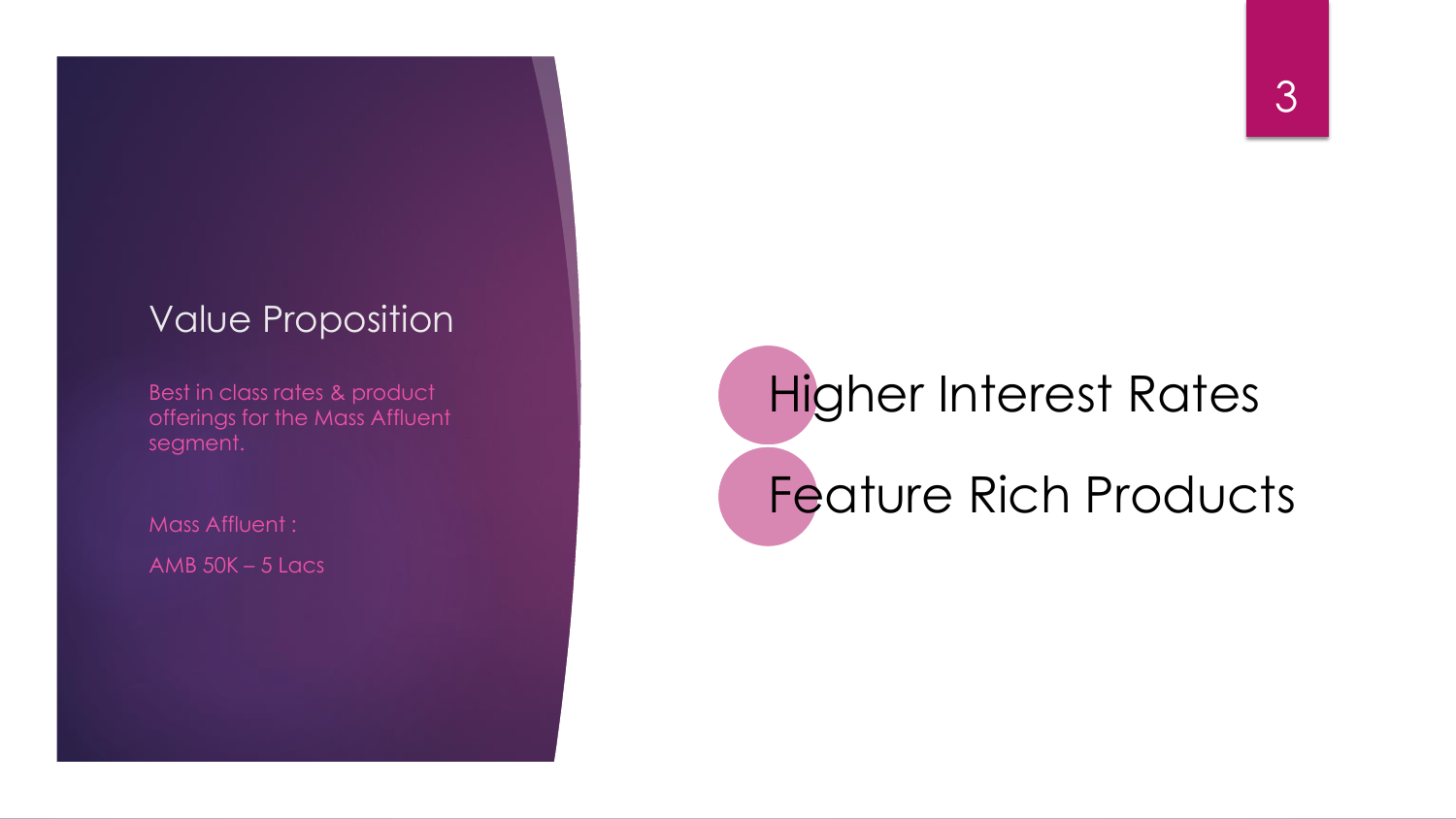# Value Proposition

Best in class rates & product offerings for the Mass Affluent segment.

Mass Affluent :

AMB 50K – 5 Lacs

- Higher Interest Rates
- Feature Rich Products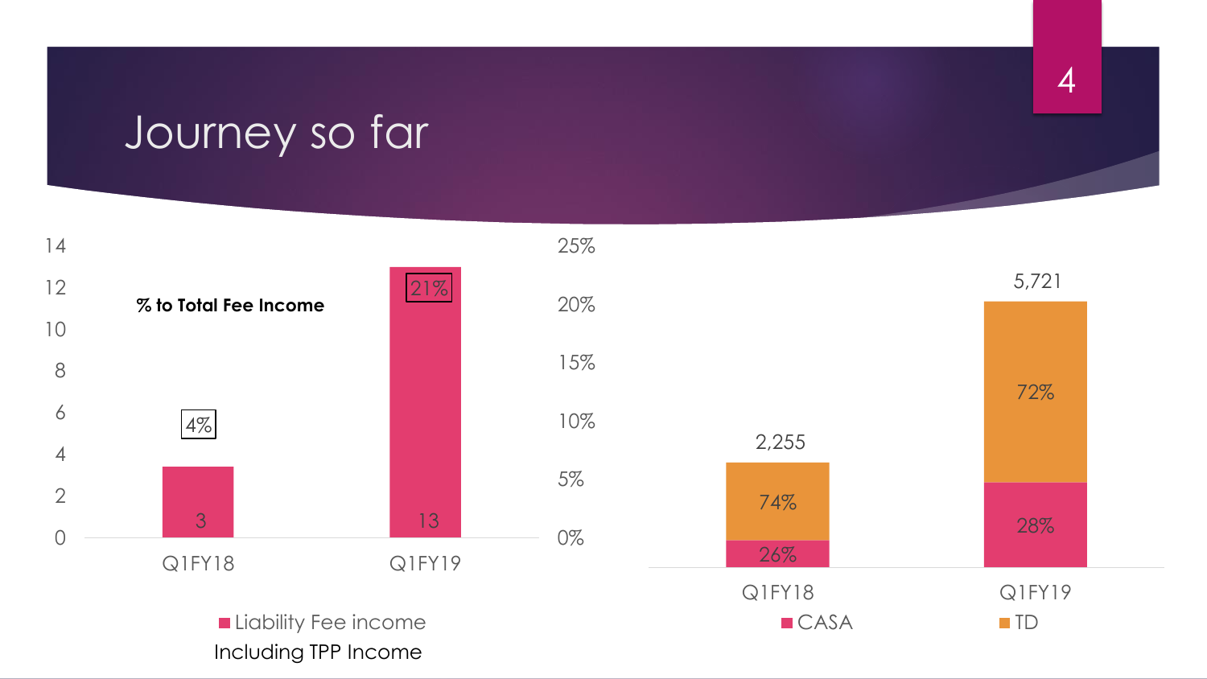# Journey so far

**% to Total Fee Income**

| | Q1FY18 | Q1FY19 |
|---|---|---|
| Liability Fee income | 3 | 13 |
| % to Total Fee Income | 4% | 21% |

Liability Fee income

Including TPP Income

| | Q1FY18 | Q1FY19 |
|---|---|---|
| Total | 2,255 | 5,721 |
| CASA | 26% | 28% |
| TD | 74% | 72% |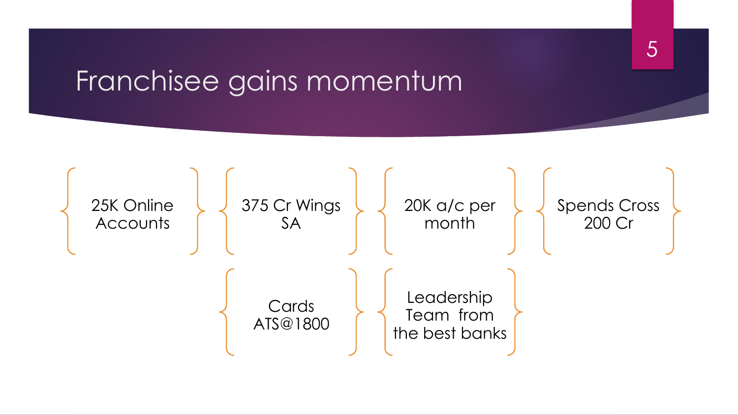# Franchisee gains momentum

- 25K Online Accounts
- 375 Cr Wings SA
- 20K a/c per month
- Spends Cross 200 Cr
- Cards ATS@1800
- Leadership Team from the best banks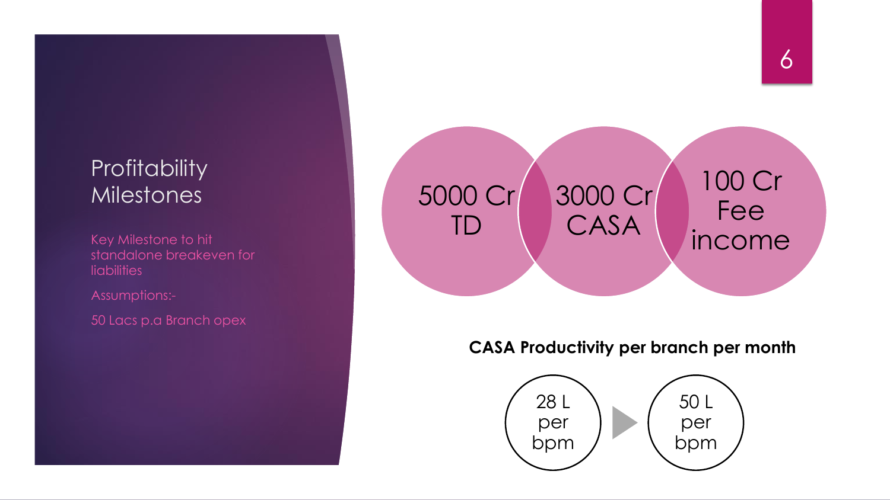# Profitability Milestones

Key Milestone to hit standalone breakeven for liabilities

Assumptions:-

50 Lacs p.a Branch opex

5000 Cr TD

3000 Cr CASA

100 Cr Fee income

**CASA Productivity per branch per month**

28 L per bpm → 50 L per bpm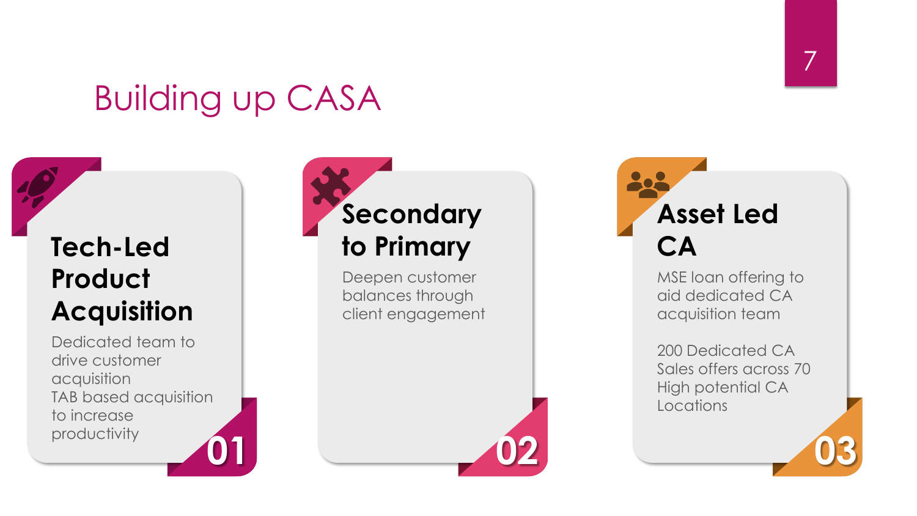# Building up CASA

## 01 Tech-Led Product Acquisition

Dedicated team to drive customer acquisition

TAB based acquisition to increase productivity

## 02 Secondary to Primary

Deepen customer balances through client engagement

## 03 Asset Led CA

MSE loan offering to aid dedicated CA acquisition team

200 Dedicated CA Sales offers across 70 High potential CA Locations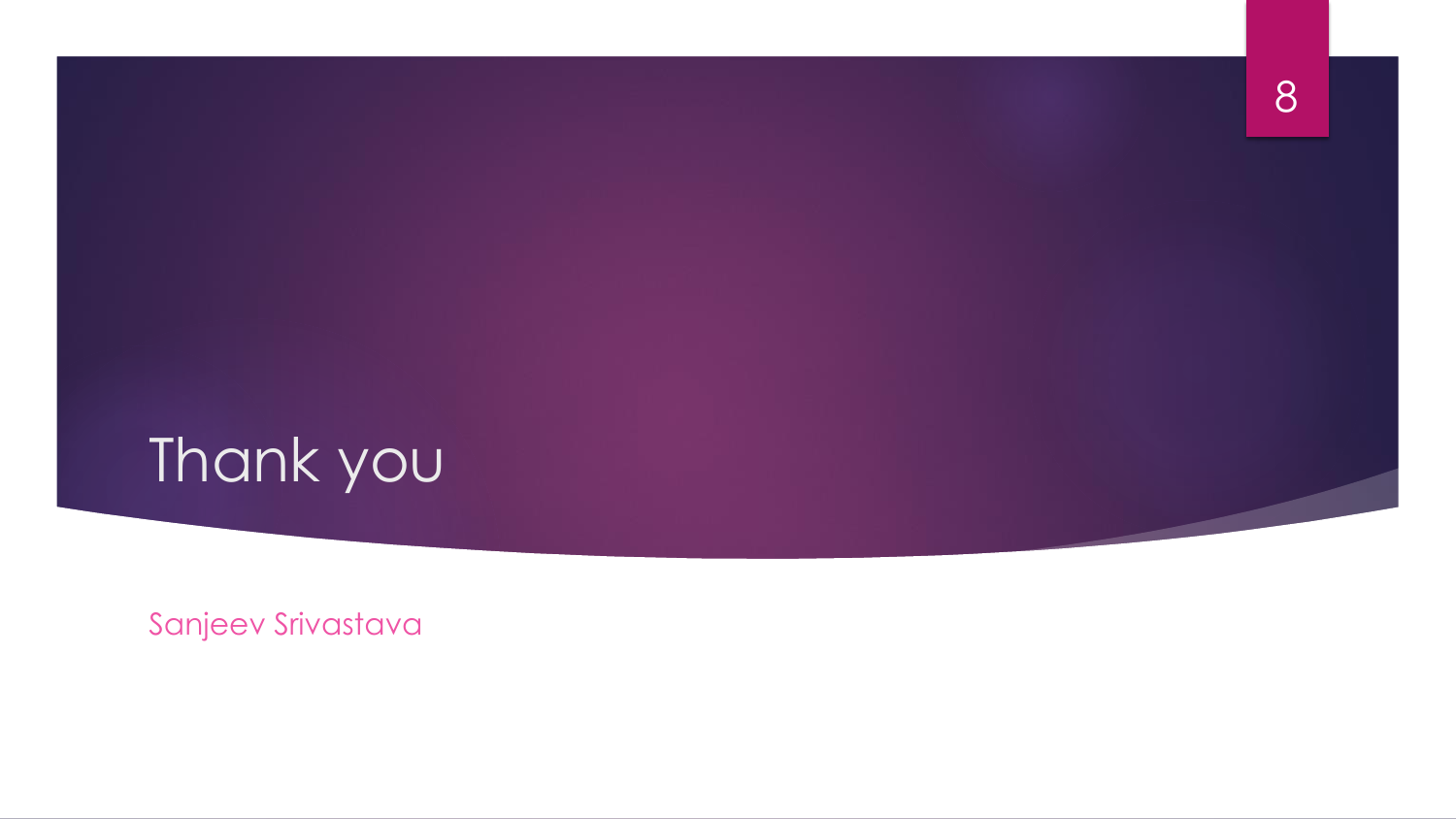# Thank you

Sanjeev Srivastava